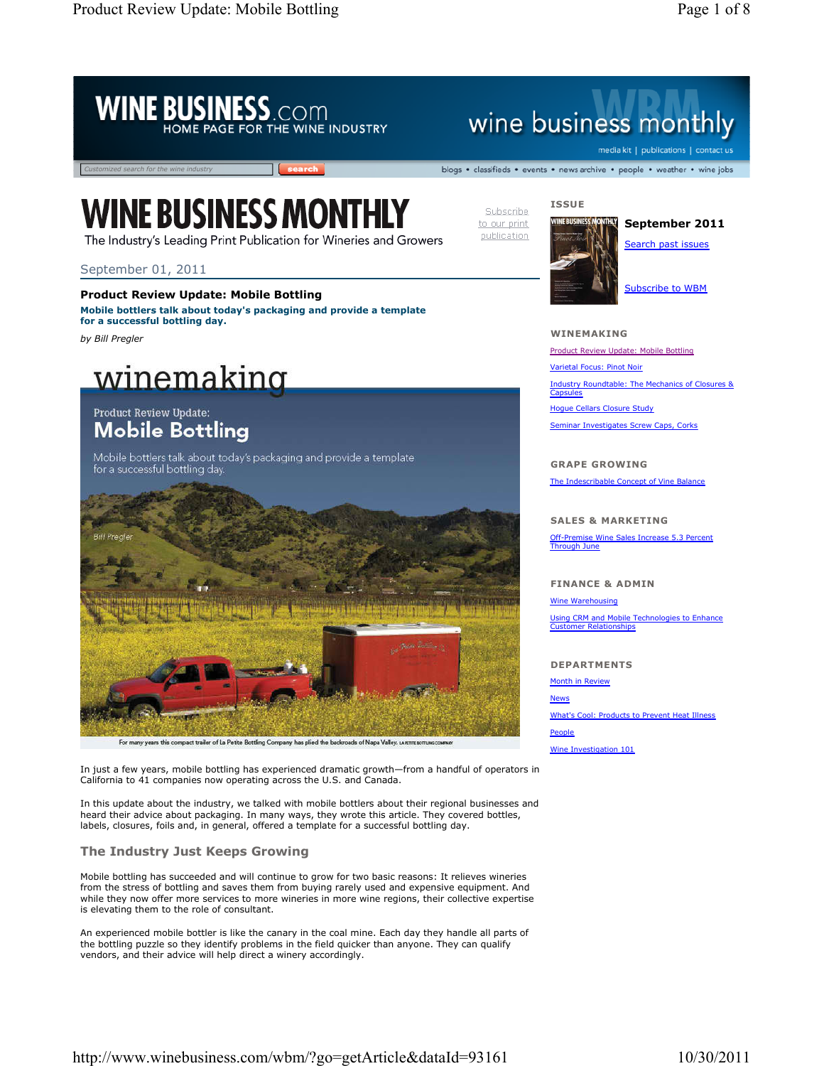# WINE BUSINESS MONTHLY

The Industry's Leading Print Publication for Wineries and Growers

Subscribe to our print publication

September 01, 2011

## Product Review Update: Mobile Bottling

**Mobile bottlers talk about today's packaging and provide a template for a successful bottling day.**

*by Bill Pregler*

winemaking

Product Review Update:

Mobile Bottling

Mobile bottlers talk about today's packaging and provide a template for a successful bottling day.

Bill Pregler

For many years this compact trailer of La Petite Bottling Company has plied the backroads of Napa Valley. LA PETITE BOTTLING COMPANY

In just a few years, mobile bottling has experienced dramatic growth—from a handful of operators in California to 41 companies now operating across the U.S. and Canada.

In this update about the industry, we talked with mobile bottlers about their regional businesses and heard their advice about packaging. In many ways, they wrote this article. They covered bottles, labels, closures, foils and, in general, offered a template for a successful bottling day.

### The Industry Just Keeps Growing

Mobile bottling has succeeded and will continue to grow for two basic reasons: It relieves wineries from the stress of bottling and saves them from buying rarely used and expensive equipment. And while they now offer more services to more wineries in more wine regions, their collective expertise is elevating them to the role of consultant.

An experienced mobile bottler is like the canary in the coal mine. Each day they handle all parts of the bottling puzzle so they identify problems in the field quicker than anyone. They can qualify vendors, and their advice will help direct a winery accordingly.

**ISSUE**

**September 2011**

Search past issues

Subscribe to WBM

**WINEMAKING**

- Product Review Update: Mobile Bottling
- Varietal Focus: Pinot Noir
- Industry Roundtable: The Mechanics of Closures & Capsules
- Hogue Cellars Closure Study
- Seminar Investigates Screw Caps, Corks

**GRAPE GROWING**

- The Indescribable Concept of Vine Balance

**SALES & MARKETING**

- Off-Premise Wine Sales Increase 5.3 Percent Through June

**FINANCE & ADMIN**

- Wine Warehousing
- Using CRM and Mobile Technologies to Enhance Customer Relationships

**DEPARTMENTS**

- Month in Review
- News
- What's Cool: Products to Prevent Heat Illness
- People
- Wine Investigation 101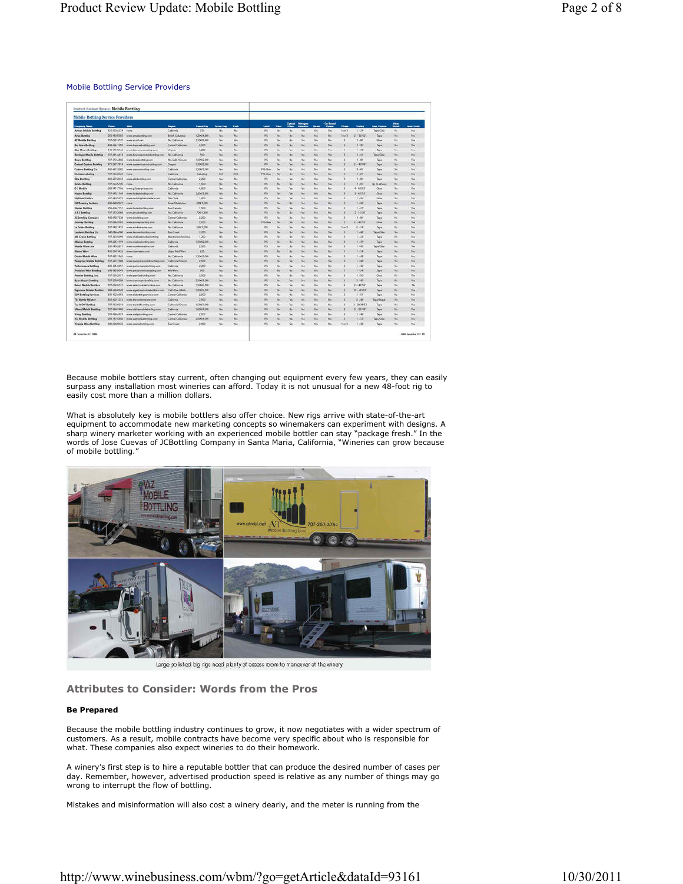Mobile Bottling Service Providers

Because mobile bottlers stay current, often changing out equipment every few years, they can easily surpass any installation most wineries can afford. Today it is not unusual for a new 48-foot rig to easily cost more than a million dollars.

What is absolutely key is mobile bottlers also offer choice. New rigs arrive with state-of-the-art equipment to accommodate new marketing concepts so winemakers can experiment with designs. A sharp winery marketer working with an experienced mobile bottler can stay "package fresh." In the words of Jose Cuevas of JCBottling Company in Santa Maria, California, "Wineries can grow because of mobile bottling."

Large polished big rigs need plenty of access room to maneuver at the winery.

## Attributes to Consider: Words from the Pros

**Be Prepared**

Because the mobile bottling industry continues to grow, it now negotiates with a wider spectrum of customers. As a result, mobile contracts have become very specific about who is responsible for what. These companies also expect wineries to do their homework.

A winery's first step is to hire a reputable bottler that can produce the desired number of cases per day. Remember, however, advertised production speed is relative as any number of things may go wrong to interrupt the flow of bottling.

Mistakes and misinformation will also cost a winery dearly, and the meter is running from the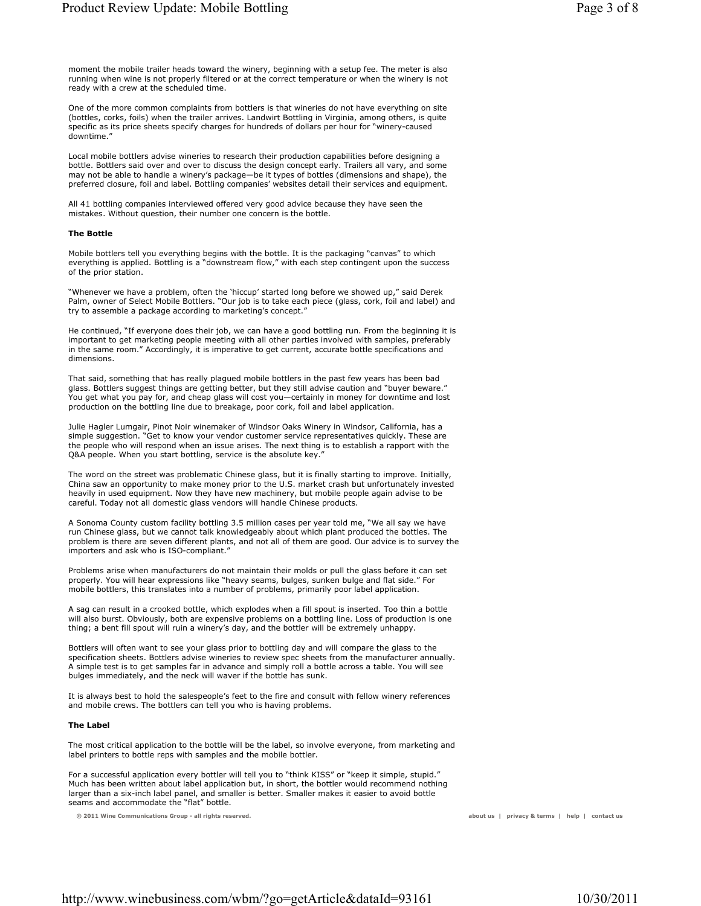moment the mobile trailer heads toward the winery, beginning with a setup fee. The meter is also running when wine is not properly filtered or at the correct temperature or when the winery is not ready with a crew at the scheduled time.

One of the more common complaints from bottlers is that wineries do not have everything on site (bottles, corks, foils) when the trailer arrives. Landwirt Bottling in Virginia, among others, is quite specific as its price sheets specify charges for hundreds of dollars per hour for "winery-caused downtime."

Local mobile bottlers advise wineries to research their production capabilities before designing a bottle. Bottlers said over and over to discuss the design concept early. Trailers all vary, and some may not be able to handle a winery's package—be it types of bottles (dimensions and shape), the preferred closure, foil and label. Bottling companies' websites detail their services and equipment.

All 41 bottling companies interviewed offered very good advice because they have seen the mistakes. Without question, their number one concern is the bottle.

**The Bottle**

Mobile bottlers tell you everything begins with the bottle. It is the packaging "canvas" to which everything is applied. Bottling is a "downstream flow," with each step contingent upon the success of the prior station.

"Whenever we have a problem, often the 'hiccup' started long before we showed up," said Derek Palm, owner of Select Mobile Bottlers. "Our job is to take each piece (glass, cork, foil and label) and try to assemble a package according to marketing's concept."

He continued, "If everyone does their job, we can have a good bottling run. From the beginning it is important to get marketing people meeting with all other parties involved with samples, preferably in the same room." Accordingly, it is imperative to get current, accurate bottle specifications and dimensions.

That said, something that has really plagued mobile bottlers in the past few years has been bad glass. Bottlers suggest things are getting better, but they still advise caution and "buyer beware." You get what you pay for, and cheap glass will cost you—certainly in money for downtime and lost production on the bottling line due to breakage, poor cork, foil and label application.

Julie Hagler Lumgair, Pinot Noir winemaker of Windsor Oaks Winery in Windsor, California, has a simple suggestion. "Get to know your vendor customer service representatives quickly. These are the people who will respond when an issue arises. The next thing is to establish a rapport with the Q&A people. When you start bottling, service is the absolute key."

The word on the street was problematic Chinese glass, but it is finally starting to improve. Initially, China saw an opportunity to make money prior to the U.S. market crash but unfortunately invested heavily in used equipment. Now they have new machinery, but mobile people again advise to be careful. Today not all domestic glass vendors will handle Chinese products.

A Sonoma County custom facility bottling 3.5 million cases per year told me, "We all say we have run Chinese glass, but we cannot talk knowledgeably about which plant produced the bottles. The problem is there are seven different plants, and not all of them are good. Our advice is to survey the importers and ask who is ISO-compliant."

Problems arise when manufacturers do not maintain their molds or pull the glass before it can set properly. You will hear expressions like "heavy seams, bulges, sunken bulge and flat side." For mobile bottlers, this translates into a number of problems, primarily poor label application.

A sag can result in a crooked bottle, which explodes when a fill spout is inserted. Too thin a bottle will also burst. Obviously, both are expensive problems on a bottling line. Loss of production is one thing; a bent fill spout will ruin a winery's day, and the bottler will be extremely unhappy.

Bottlers will often want to see your glass prior to bottling day and will compare the glass to the specification sheets. Bottlers advise wineries to review spec sheets from the manufacturer annually. A simple test is to get samples far in advance and simply roll a bottle across a table. You will see bulges immediately, and the neck will waver if the bottle has sunk.

It is always best to hold the salespeople's feet to the fire and consult with fellow winery references and mobile crews. The bottlers can tell you who is having problems.

**The Label**

The most critical application to the bottle will be the label, so involve everyone, from marketing and label printers to bottle reps with samples and the mobile bottler.

For a successful application every bottler will tell you to "think KISS" or "keep it simple, stupid." Much has been written about label application but, in short, the bottler would recommend nothing larger than a six-inch label panel, and smaller is better. Smaller makes it easier to avoid bottle seams and accommodate the "flat" bottle.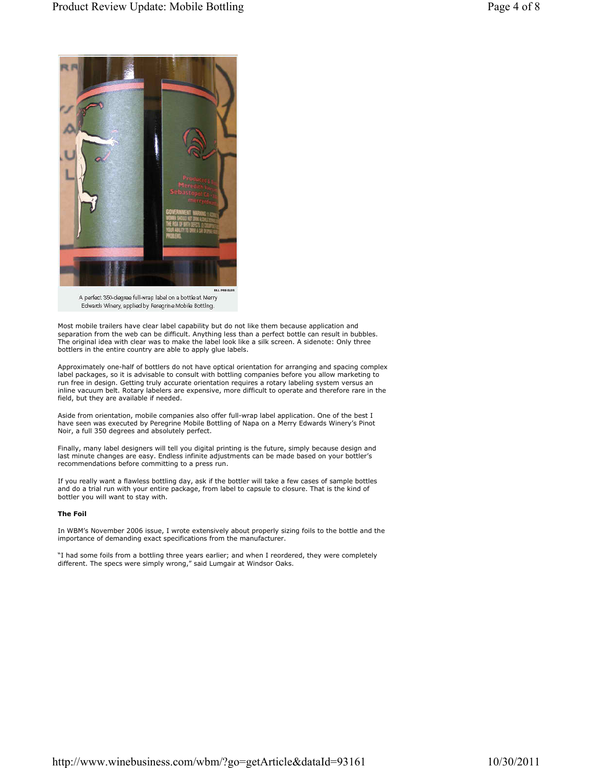A perfect 350-degree full-wrap label on a bottle at Merry Edwards Winery, applied by Peregrine Mobile Bottling.

Most mobile trailers have clear label capability but do not like them because application and separation from the web can be difficult. Anything less than a perfect bottle can result in bubbles. The original idea with clear was to make the label look like a silk screen. A sidenote: Only three bottlers in the entire country are able to apply glue labels.

Approximately one-half of bottlers do not have optical orientation for arranging and spacing complex label packages, so it is advisable to consult with bottling companies before you allow marketing to run free in design. Getting truly accurate orientation requires a rotary labeling system versus an inline vacuum belt. Rotary labelers are expensive, more difficult to operate and therefore rare in the field, but they are available if needed.

Aside from orientation, mobile companies also offer full-wrap label application. One of the best I have seen was executed by Peregrine Mobile Bottling of Napa on a Merry Edwards Winery's Pinot Noir, a full 350 degrees and absolutely perfect.

Finally, many label designers will tell you digital printing is the future, simply because design and last minute changes are easy. Endless infinite adjustments can be made based on your bottler's recommendations before committing to a press run.

If you really want a flawless bottling day, ask if the bottler will take a few cases of sample bottles and do a trial run with your entire package, from label to capsule to closure. That is the kind of bottler you will want to stay with.

**The Foil**

In WBM's November 2006 issue, I wrote extensively about properly sizing foils to the bottle and the importance of demanding exact specifications from the manufacturer.

"I had some foils from a bottling three years earlier; and when I reordered, they were completely different. The specs were simply wrong," said Lumgair at Windsor Oaks.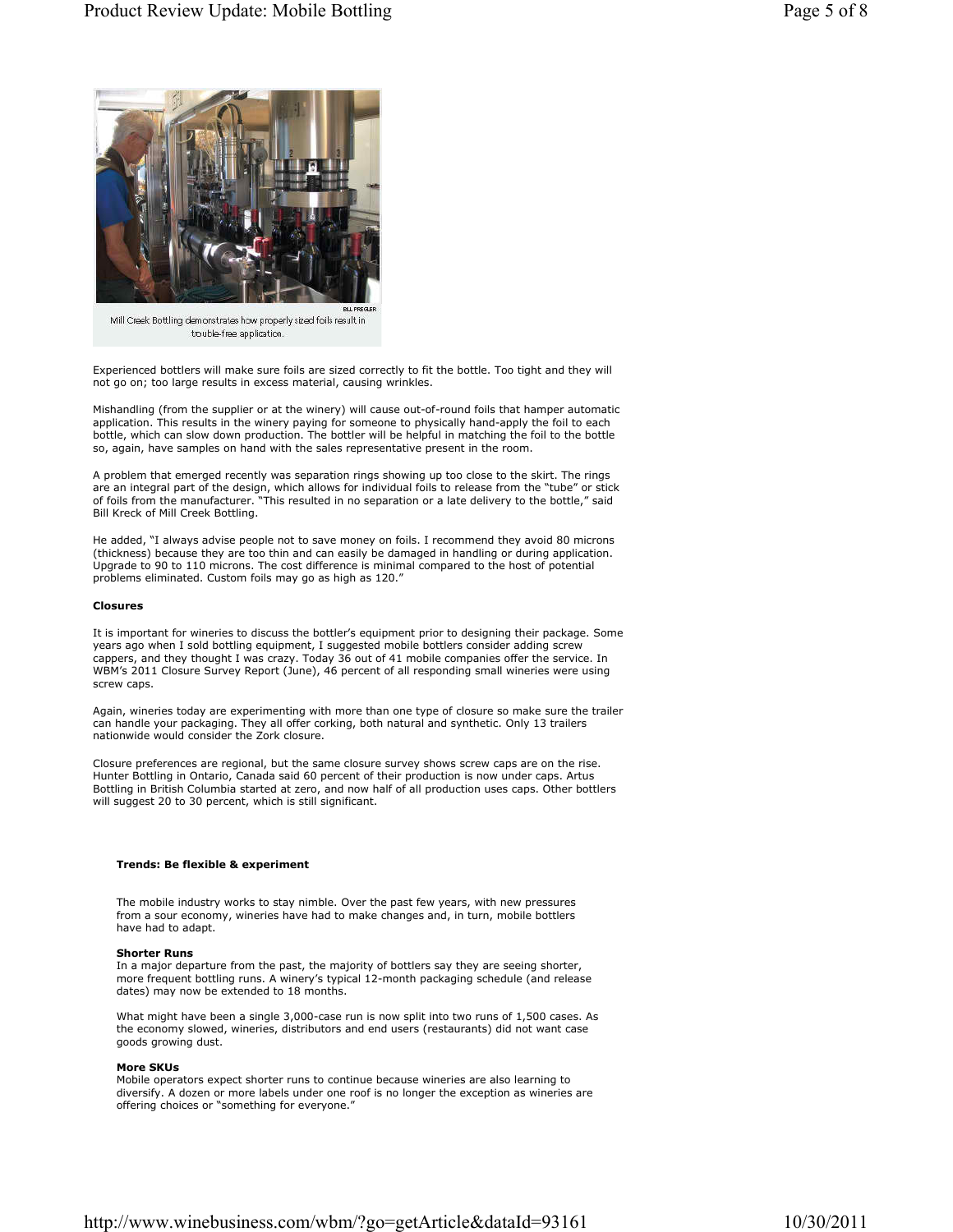BILL PREGLER

Mill Creek Bottling demonstrates how properly sized foils result in trouble-free application.

Experienced bottlers will make sure foils are sized correctly to fit the bottle. Too tight and they will not go on; too large results in excess material, causing wrinkles.

Mishandling (from the supplier or at the winery) will cause out-of-round foils that hamper automatic application. This results in the winery paying for someone to physically hand-apply the foil to each bottle, which can slow down production. The bottler will be helpful in matching the foil to the bottle so, again, have samples on hand with the sales representative present in the room.

A problem that emerged recently was separation rings showing up too close to the skirt. The rings are an integral part of the design, which allows for individual foils to release from the "tube" or stick of foils from the manufacturer. "This resulted in no separation or a late delivery to the bottle," said Bill Kreck of Mill Creek Bottling.

He added, "I always advise people not to save money on foils. I recommend they avoid 80 microns (thickness) because they are too thin and can easily be damaged in handling or during application. Upgrade to 90 to 110 microns. The cost difference is minimal compared to the host of potential problems eliminated. Custom foils may go as high as 120."

**Closures**

It is important for wineries to discuss the bottler's equipment prior to designing their package. Some years ago when I sold bottling equipment, I suggested mobile bottlers consider adding screw cappers, and they thought I was crazy. Today 36 out of 41 mobile companies offer the service. In WBM's 2011 Closure Survey Report (June), 46 percent of all responding small wineries were using screw caps.

Again, wineries today are experimenting with more than one type of closure so make sure the trailer can handle your packaging. They all offer corking, both natural and synthetic. Only 13 trailers nationwide would consider the Zork closure.

Closure preferences are regional, but the same closure survey shows screw caps are on the rise. Hunter Bottling in Ontario, Canada said 60 percent of their production is now under caps. Artus Bottling in British Columbia started at zero, and now half of all production uses caps. Other bottlers will suggest 20 to 30 percent, which is still significant.

**Trends: Be flexible & experiment**

The mobile industry works to stay nimble. Over the past few years, with new pressures from a sour economy, wineries have had to make changes and, in turn, mobile bottlers have had to adapt.

**Shorter Runs**

In a major departure from the past, the majority of bottlers say they are seeing shorter, more frequent bottling runs. A winery's typical 12-month packaging schedule (and release dates) may now be extended to 18 months.

What might have been a single 3,000-case run is now split into two runs of 1,500 cases. As the economy slowed, wineries, distributors and end users (restaurants) did not want case goods growing dust.

**More SKUs**

Mobile operators expect shorter runs to continue because wineries are also learning to diversify. A dozen or more labels under one roof is no longer the exception as wineries are offering choices or "something for everyone."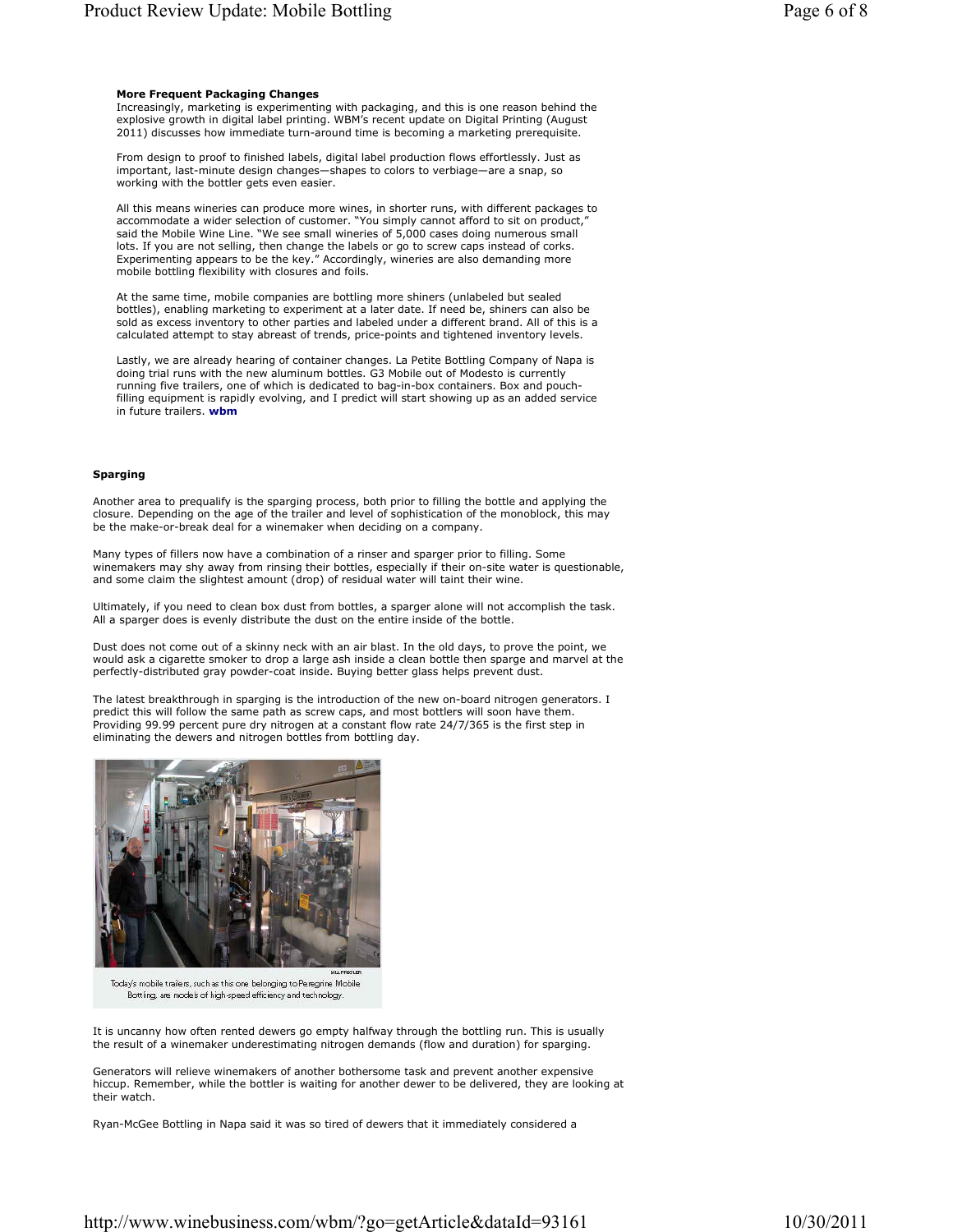**More Frequent Packaging Changes**

Increasingly, marketing is experimenting with packaging, and this is one reason behind the explosive growth in digital label printing. WBM's recent update on Digital Printing (August 2011) discusses how immediate turn-around time is becoming a marketing prerequisite.

From design to proof to finished labels, digital label production flows effortlessly. Just as important, last-minute design changes—shapes to colors to verbiage—are a snap, so working with the bottler gets even easier.

All this means wineries can produce more wines, in shorter runs, with different packages to accommodate a wider selection of customer. "You simply cannot afford to sit on product," said the Mobile Wine Line. "We see small wineries of 5,000 cases doing numerous small lots. If you are not selling, then change the labels or go to screw caps instead of corks. Experimenting appears to be the key." Accordingly, wineries are also demanding more mobile bottling flexibility with closures and foils.

At the same time, mobile companies are bottling more shiners (unlabeled but sealed bottles), enabling marketing to experiment at a later date. If need be, shiners can also be sold as excess inventory to other parties and labeled under a different brand. All of this is a calculated attempt to stay abreast of trends, price-points and tightened inventory levels.

Lastly, we are already hearing of container changes. La Petite Bottling Company of Napa is doing trial runs with the new aluminum bottles. G3 Mobile out of Modesto is currently running five trailers, one of which is dedicated to bag-in-box containers. Box and pouch-filling equipment is rapidly evolving, and I predict will start showing up as an added service in future trailers. **wbm**

**Sparging**

Another area to prequalify is the sparging process, both prior to filling the bottle and applying the closure. Depending on the age of the trailer and level of sophistication of the monoblock, this may be the make-or-break deal for a winemaker when deciding on a company.

Many types of fillers now have a combination of a rinser and sparger prior to filling. Some winemakers may shy away from rinsing their bottles, especially if their on-site water is questionable, and some claim the slightest amount (drop) of residual water will taint their wine.

Ultimately, if you need to clean box dust from bottles, a sparger alone will not accomplish the task. All a sparger does is evenly distribute the dust on the entire inside of the bottle.

Dust does not come out of a skinny neck with an air blast. In the old days, to prove the point, we would ask a cigarette smoker to drop a large ash inside a clean bottle then sparge and marvel at the perfectly-distributed gray powder-coat inside. Buying better glass helps prevent dust.

The latest breakthrough in sparging is the introduction of the new on-board nitrogen generators. I predict this will follow the same path as screw caps, and most bottlers will soon have them. Providing 99.99 percent pure dry nitrogen at a constant flow rate 24/7/365 is the first step in eliminating the dewers and nitrogen bottles from bottling day.

BILL PREGLER

Today's mobile trailers, such as this one belonging to Peregrine Mobile Bottling, are models of high-speed efficiency and technology.

It is uncanny how often rented dewers go empty halfway through the bottling run. This is usually the result of a winemaker underestimating nitrogen demands (flow and duration) for sparging.

Generators will relieve winemakers of another bothersome task and prevent another expensive hiccup. Remember, while the bottler is waiting for another dewer to be delivered, they are looking at their watch.

Ryan-McGee Bottling in Napa said it was so tired of dewers that it immediately considered a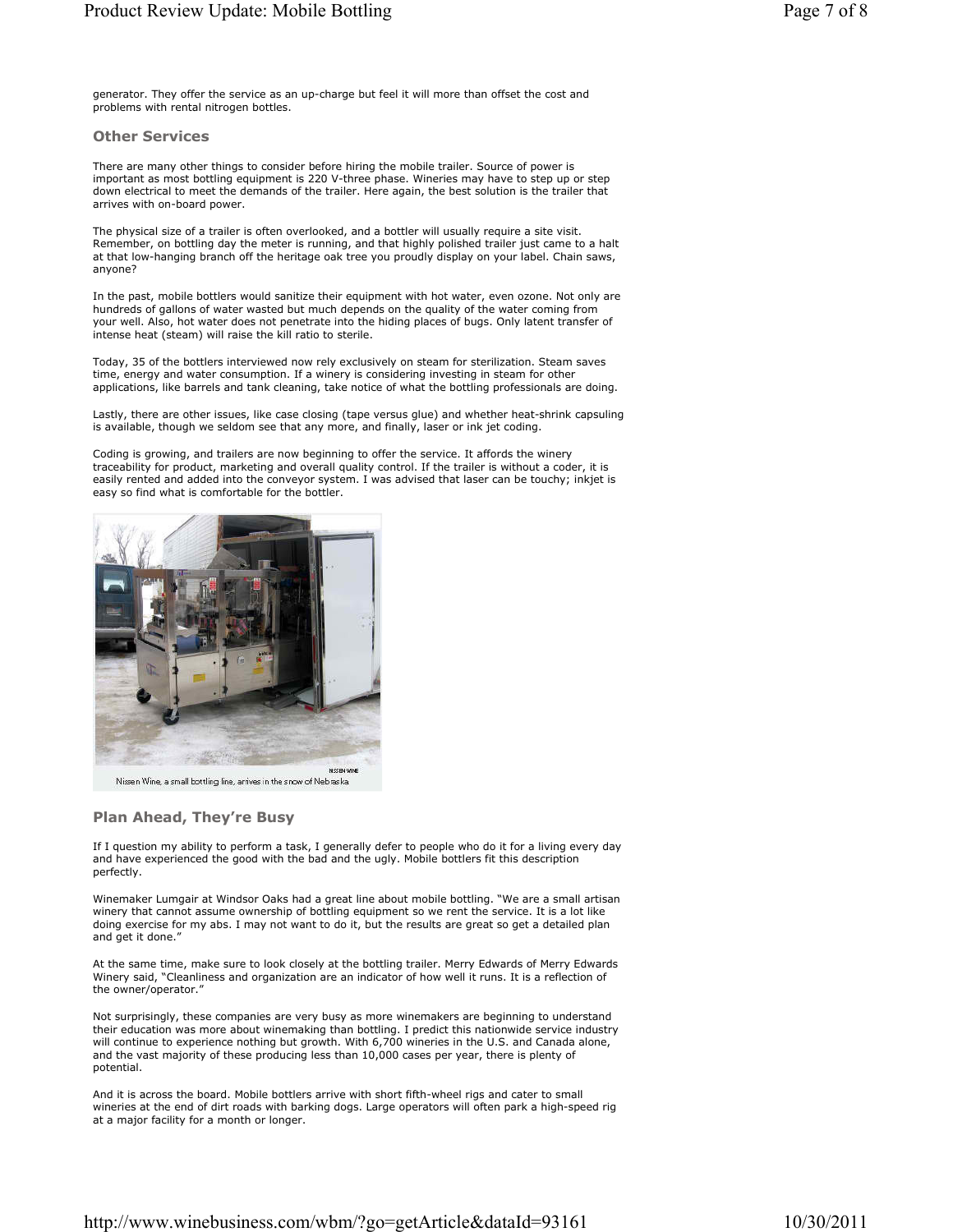generator. They offer the service as an up-charge but feel it will more than offset the cost and problems with rental nitrogen bottles.

### Other Services

There are many other things to consider before hiring the mobile trailer. Source of power is important as most bottling equipment is 220 V-three phase. Wineries may have to step up or step down electrical to meet the demands of the trailer. Here again, the best solution is the trailer that arrives with on-board power.

The physical size of a trailer is often overlooked, and a bottler will usually require a site visit. Remember, on bottling day the meter is running, and that highly polished trailer just came to a halt at that low-hanging branch off the heritage oak tree you proudly display on your label. Chain saws, anyone?

In the past, mobile bottlers would sanitize their equipment with hot water, even ozone. Not only are hundreds of gallons of water wasted but much depends on the quality of the water coming from your well. Also, hot water does not penetrate into the hiding places of bugs. Only latent transfer of intense heat (steam) will raise the kill ratio to sterile.

Today, 35 of the bottlers interviewed now rely exclusively on steam for sterilization. Steam saves time, energy and water consumption. If a winery is considering investing in steam for other applications, like barrels and tank cleaning, take notice of what the bottling professionals are doing.

Lastly, there are other issues, like case closing (tape versus glue) and whether heat-shrink capsuling is available, though we seldom see that any more, and finally, laser or ink jet coding.

Coding is growing, and trailers are now beginning to offer the service. It affords the winery traceability for product, marketing and overall quality control. If the trailer is without a coder, it is easily rented and added into the conveyor system. I was advised that laser can be touchy; inkjet is easy so find what is comfortable for the bottler.

NISSEN WINE

Nissen Wine, a small bottling line, arrives in the snow of Nebraska

### Plan Ahead, They're Busy

If I question my ability to perform a task, I generally defer to people who do it for a living every day and have experienced the good with the bad and the ugly. Mobile bottlers fit this description perfectly.

Winemaker Lumgair at Windsor Oaks had a great line about mobile bottling. "We are a small artisan winery that cannot assume ownership of bottling equipment so we rent the service. It is a lot like doing exercise for my abs. I may not want to do it, but the results are great so get a detailed plan and get it done."

At the same time, make sure to look closely at the bottling trailer. Merry Edwards of Merry Edwards Winery said, "Cleanliness and organization are an indicator of how well it runs. It is a reflection of the owner/operator."

Not surprisingly, these companies are very busy as more winemakers are beginning to understand their education was more about winemaking than bottling. I predict this nationwide service industry will continue to experience nothing but growth. With 6,700 wineries in the U.S. and Canada alone, and the vast majority of these producing less than 10,000 cases per year, there is plenty of potential.

And it is across the board. Mobile bottlers arrive with short fifth-wheel rigs and cater to small wineries at the end of dirt roads with barking dogs. Large operators will often park a high-speed rig at a major facility for a month or longer.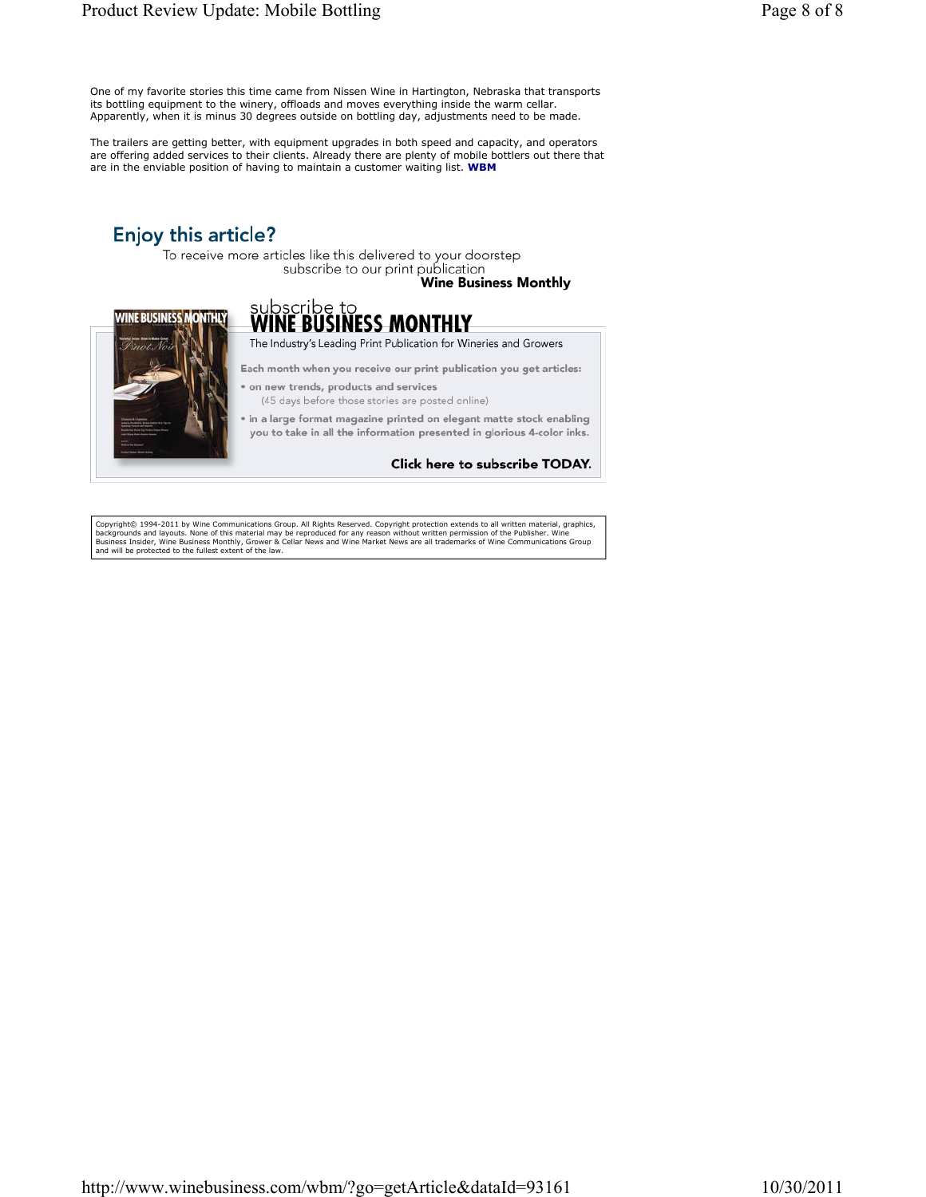One of my favorite stories this time came from Nissen Wine in Hartington, Nebraska that transports its bottling equipment to the winery, offloads and moves everything inside the warm cellar. Apparently, when it is minus 30 degrees outside on bottling day, adjustments need to be made.

The trailers are getting better, with equipment upgrades in both speed and capacity, and operators are offering added services to their clients. Already there are plenty of mobile bottlers out there that are in the enviable position of having to maintain a customer waiting list. **WBM**

## Enjoy this article?

To receive more articles like this delivered to your doorstep subscribe to our print publication **Wine Business Monthly**

subscribe to **WINE BUSINESS MONTHLY**

The Industry's Leading Print Publication for Wineries and Growers

Each month when you receive our print publication you get articles:

- on new trends, products and services (45 days before those stories are posted online)
- in a large format magazine printed on elegant matte stock enabling you to take in all the information presented in glorious 4-color inks.

**Click here to subscribe TODAY.**

Copyright© 1994-2011 by Wine Communications Group. All Rights Reserved. Copyright protection extends to all written material, graphics, backgrounds and layouts. None of this material may be reproduced for any reason without written permission of the Publisher. Wine Business Insider, Wine Business Monthly, Grower & Cellar News and Wine Market News are all trademarks of Wine Communications Group and will be protected to the fullest extent of the law.